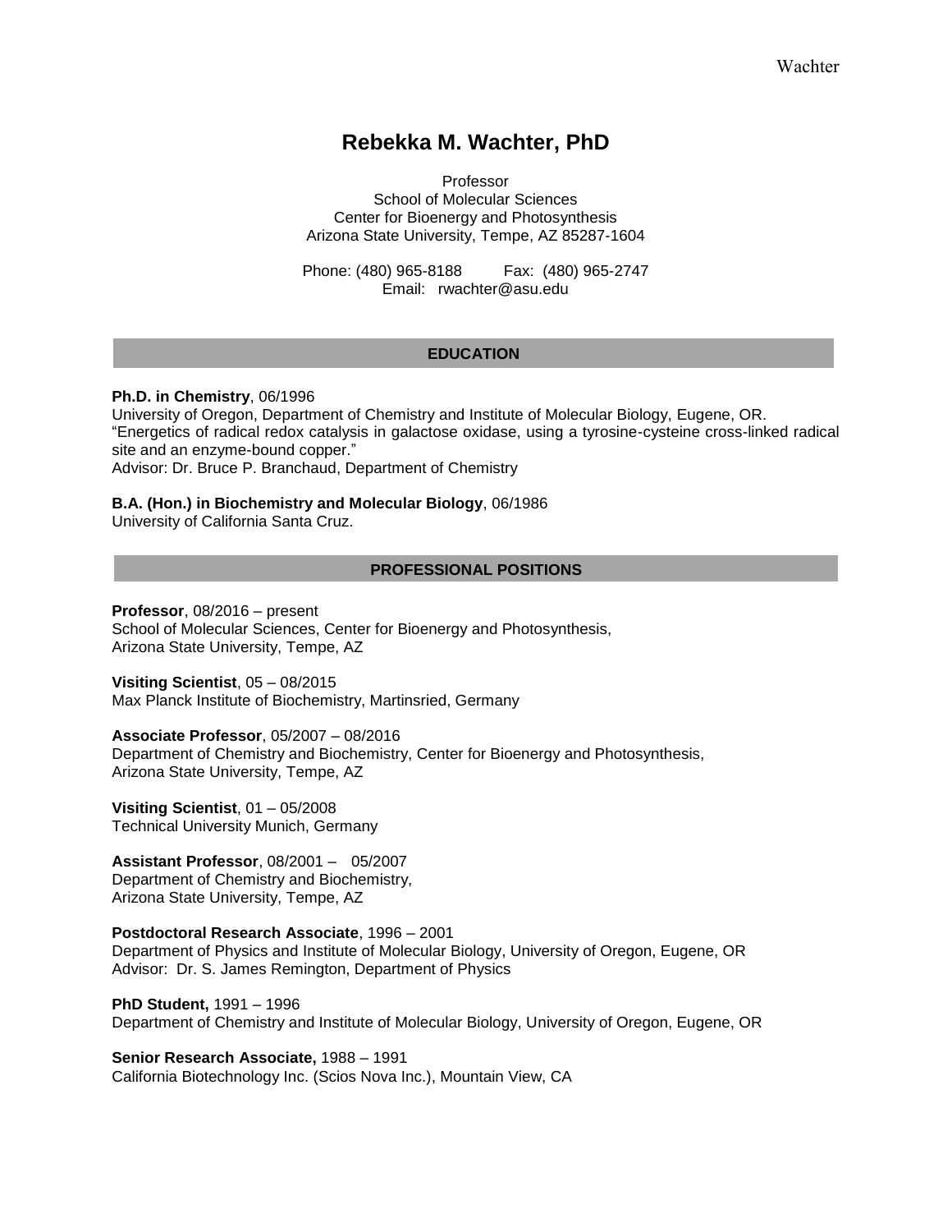# Rebekka M. Wachter, PhD

Professor
School of Molecular Sciences
Center for Bioenergy and Photosynthesis
Arizona State University, Tempe, AZ 85287-1604

Phone: (480) 965-8188 Fax: (480) 965-2747
Email: rwachter@asu.edu

## EDUCATION

**Ph.D. in Chemistry**, 06/1996
University of Oregon, Department of Chemistry and Institute of Molecular Biology, Eugene, OR.
"Energetics of radical redox catalysis in galactose oxidase, using a tyrosine-cysteine cross-linked radical site and an enzyme-bound copper."
Advisor: Dr. Bruce P. Branchaud, Department of Chemistry

**B.A. (Hon.) in Biochemistry and Molecular Biology**, 06/1986
University of California Santa Cruz.

## PROFESSIONAL POSITIONS

**Professor**, 08/2016 – present
School of Molecular Sciences, Center for Bioenergy and Photosynthesis,
Arizona State University, Tempe, AZ

**Visiting Scientist**, 05 – 08/2015
Max Planck Institute of Biochemistry, Martinsried, Germany

**Associate Professor**, 05/2007 – 08/2016
Department of Chemistry and Biochemistry, Center for Bioenergy and Photosynthesis,
Arizona State University, Tempe, AZ

**Visiting Scientist**, 01 – 05/2008
Technical University Munich, Germany

**Assistant Professor**, 08/2001 – 05/2007
Department of Chemistry and Biochemistry,
Arizona State University, Tempe, AZ

**Postdoctoral Research Associate**, 1996 – 2001
Department of Physics and Institute of Molecular Biology, University of Oregon, Eugene, OR
Advisor: Dr. S. James Remington, Department of Physics

**PhD Student,** 1991 – 1996
Department of Chemistry and Institute of Molecular Biology, University of Oregon, Eugene, OR

**Senior Research Associate,** 1988 – 1991
California Biotechnology Inc. (Scios Nova Inc.), Mountain View, CA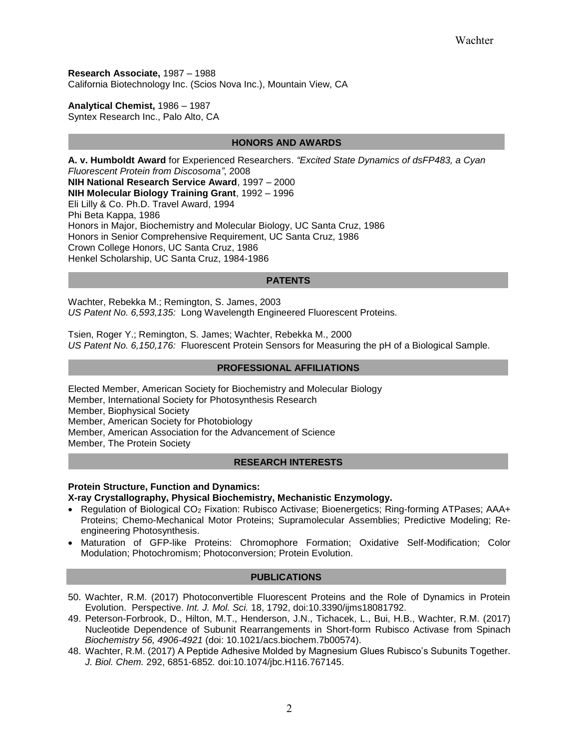**Research Associate,** 1987 – 1988
California Biotechnology Inc. (Scios Nova Inc.), Mountain View, CA

**Analytical Chemist,** 1986 – 1987
Syntex Research Inc., Palo Alto, CA

## HONORS AND AWARDS

**A. v. Humboldt Award** for Experienced Researchers. *"Excited State Dynamics of dsFP483, a Cyan Fluorescent Protein from Discosoma"*, 2008
**NIH National Research Service Award**, 1997 – 2000
**NIH Molecular Biology Training Grant**, 1992 – 1996
Eli Lilly & Co. Ph.D. Travel Award, 1994
Phi Beta Kappa, 1986
Honors in Major, Biochemistry and Molecular Biology, UC Santa Cruz, 1986
Honors in Senior Comprehensive Requirement, UC Santa Cruz, 1986
Crown College Honors, UC Santa Cruz, 1986
Henkel Scholarship, UC Santa Cruz, 1984-1986

## PATENTS

Wachter, Rebekka M.; Remington, S. James, 2003
*US Patent No. 6,593,135:* Long Wavelength Engineered Fluorescent Proteins.

Tsien, Roger Y.; Remington, S. James; Wachter, Rebekka M., 2000
*US Patent No. 6,150,176:* Fluorescent Protein Sensors for Measuring the pH of a Biological Sample.

## PROFESSIONAL AFFILIATIONS

Elected Member, American Society for Biochemistry and Molecular Biology
Member, International Society for Photosynthesis Research
Member, Biophysical Society
Member, American Society for Photobiology
Member, American Association for the Advancement of Science
Member, The Protein Society

## RESEARCH INTERESTS

**Protein Structure, Function and Dynamics:**
**X-ray Crystallography, Physical Biochemistry, Mechanistic Enzymology.**

- Regulation of Biological $CO_2$ Fixation: Rubisco Activase; Bioenergetics; Ring-forming ATPases; AAA+ Proteins; Chemo-Mechanical Motor Proteins; Supramolecular Assemblies; Predictive Modeling; Re-engineering Photosynthesis.
- Maturation of GFP-like Proteins: Chromophore Formation; Oxidative Self-Modification; Color Modulation; Photochromism; Photoconversion; Protein Evolution.

## PUBLICATIONS

50. Wachter, R.M. (2017) Photoconvertible Fluorescent Proteins and the Role of Dynamics in Protein Evolution. Perspective. *Int. J. Mol. Sci.* 18, 1792, doi:10.3390/ijms18081792.
49. Peterson-Forbrook, D., Hilton, M.T., Henderson, J.N., Tichacek, L., Bui, H.B., Wachter, R.M. (2017) Nucleotide Dependence of Subunit Rearrangements in Short-form Rubisco Activase from Spinach *Biochemistry 56, 4906-4921* (doi: 10.1021/acs.biochem.7b00574).
48. Wachter, R.M. (2017) A Peptide Adhesive Molded by Magnesium Glues Rubisco's Subunits Together. *J. Biol. Chem.* 292, 6851-6852*.* doi:10.1074/jbc.H116.767145.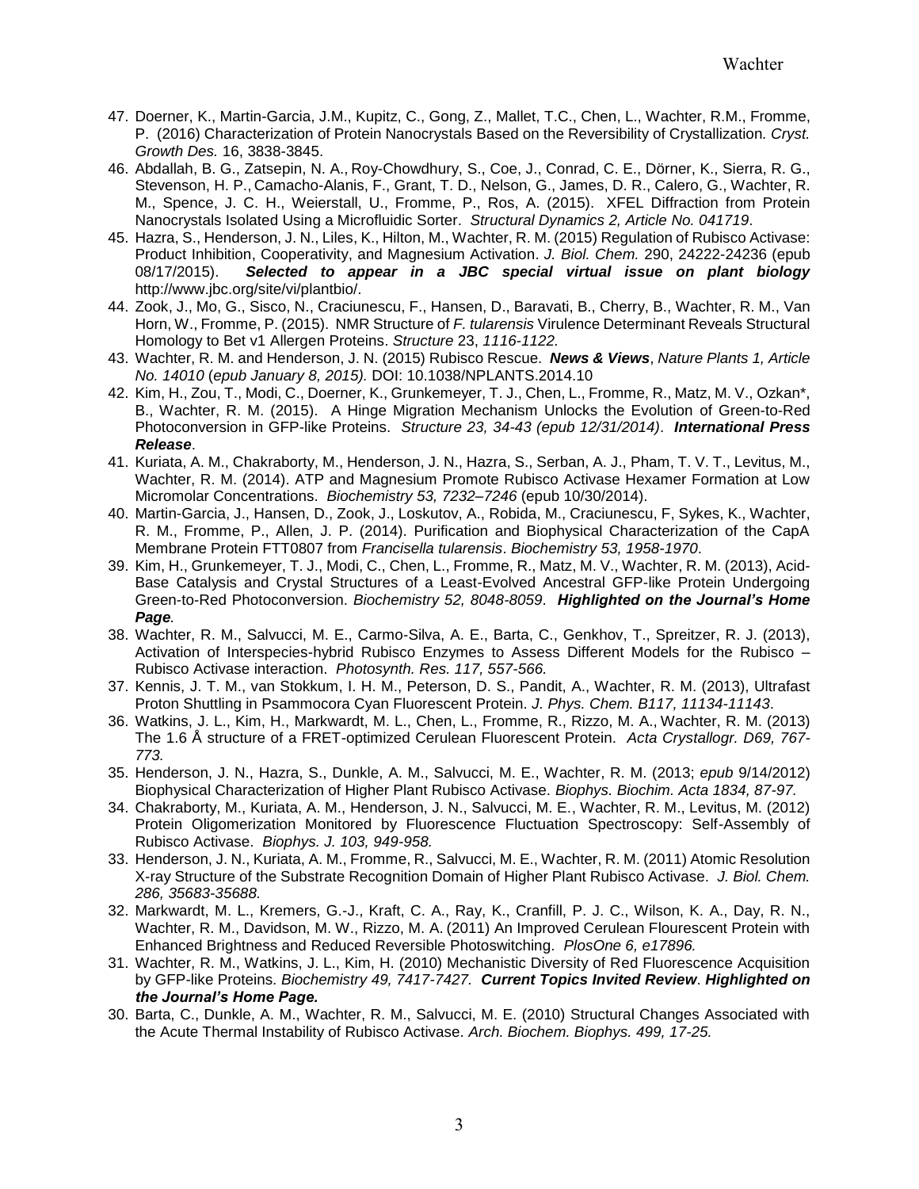47. Doerner, K., Martin-Garcia, J.M., Kupitz, C., Gong, Z., Mallet, T.C., Chen, L., Wachter, R.M., Fromme, P. (2016) Characterization of Protein Nanocrystals Based on the Reversibility of Crystallization. *Cryst. Growth Des.* 16, 3838-3845.
46. Abdallah, B. G., Zatsepin, N. A., Roy-Chowdhury, S., Coe, J., Conrad, C. E., Dörner, K., Sierra, R. G., Stevenson, H. P., Camacho-Alanis, F., Grant, T. D., Nelson, G., James, D. R., Calero, G., Wachter, R. M., Spence, J. C. H., Weierstall, U., Fromme, P., Ros, A. (2015). XFEL Diffraction from Protein Nanocrystals Isolated Using a Microfluidic Sorter. *Structural Dynamics 2, Article No. 041719*.
45. Hazra, S., Henderson, J. N., Liles, K., Hilton, M., Wachter, R. M. (2015) Regulation of Rubisco Activase: Product Inhibition, Cooperativity, and Magnesium Activation. *J. Biol. Chem.* 290, 24222-24236 (epub 08/17/2015). ***Selected to appear in a JBC special virtual issue on plant biology*** http://www.jbc.org/site/vi/plantbio/.
44. Zook, J., Mo, G., Sisco, N., Craciunescu, F., Hansen, D., Baravati, B., Cherry, B., Wachter, R. M., Van Horn, W., Fromme, P. (2015). NMR Structure of *F. tularensis* Virulence Determinant Reveals Structural Homology to Bet v1 Allergen Proteins. *Structure* 23, *1116-1122.*
43. Wachter, R. M. and Henderson, J. N. (2015) Rubisco Rescue. ***News & Views***, *Nature Plants 1, Article No. 14010* (*epub January 8, 2015).* DOI: 10.1038/NPLANTS.2014.10
42. Kim, H., Zou, T., Modi, C., Doerner, K., Grunkemeyer, T. J., Chen, L., Fromme, R., Matz, M. V., Ozkan*, B., Wachter, R. M. (2015). A Hinge Migration Mechanism Unlocks the Evolution of Green-to-Red Photoconversion in GFP-like Proteins. *Structure 23, 34-43 (epub 12/31/2014)*. ***International Press Release***.
41. Kuriata, A. M., Chakraborty, M., Henderson, J. N., Hazra, S., Serban, A. J., Pham, T. V. T., Levitus, M., Wachter, R. M. (2014). ATP and Magnesium Promote Rubisco Activase Hexamer Formation at Low Micromolar Concentrations. *Biochemistry 53, 7232–7246* (epub 10/30/2014).
40. Martin-Garcia, J., Hansen, D., Zook, J., Loskutov, A., Robida, M., Craciunescu, F, Sykes, K., Wachter, R. M., Fromme, P., Allen, J. P. (2014). Purification and Biophysical Characterization of the CapA Membrane Protein FTT0807 from *Francisella tularensis*. *Biochemistry 53, 1958-1970*.
39. Kim, H., Grunkemeyer, T. J., Modi, C., Chen, L., Fromme, R., Matz, M. V., Wachter, R. M. (2013), Acid-Base Catalysis and Crystal Structures of a Least-Evolved Ancestral GFP-like Protein Undergoing Green-to-Red Photoconversion. *Biochemistry 52, 8048-8059*. ***Highlighted on the Journal's Home Page.***
38. Wachter, R. M., Salvucci, M. E., Carmo-Silva, A. E., Barta, C., Genkhov, T., Spreitzer, R. J. (2013), Activation of Interspecies-hybrid Rubisco Enzymes to Assess Different Models for the Rubisco – Rubisco Activase interaction. *Photosynth. Res. 117, 557-566.*
37. Kennis, J. T. M., van Stokkum, I. H. M., Peterson, D. S., Pandit, A., Wachter, R. M. (2013), Ultrafast Proton Shuttling in Psammocora Cyan Fluorescent Protein. *J. Phys. Chem. B117, 11134-11143*.
36. Watkins, J. L., Kim, H., Markwardt, M. L., Chen, L., Fromme, R., Rizzo, M. A., Wachter, R. M. (2013) The 1.6 Å structure of a FRET-optimized Cerulean Fluorescent Protein. *Acta Crystallogr. D69, 767-773.*
35. Henderson, J. N., Hazra, S., Dunkle, A. M., Salvucci, M. E., Wachter, R. M. (2013; *epub* 9/14/2012) Biophysical Characterization of Higher Plant Rubisco Activase. *Biophys. Biochim. Acta 1834, 87-97.*
34. Chakraborty, M., Kuriata, A. M., Henderson, J. N., Salvucci, M. E., Wachter, R. M., Levitus, M. (2012) Protein Oligomerization Monitored by Fluorescence Fluctuation Spectroscopy: Self-Assembly of Rubisco Activase. *Biophys. J. 103, 949-958.*
33. Henderson, J. N., Kuriata, A. M., Fromme, R., Salvucci, M. E., Wachter, R. M. (2011) Atomic Resolution X-ray Structure of the Substrate Recognition Domain of Higher Plant Rubisco Activase. *J. Biol. Chem. 286, 35683-35688.*
32. Markwardt, M. L., Kremers, G.-J., Kraft, C. A., Ray, K., Cranfill, P. J. C., Wilson, K. A., Day, R. N., Wachter, R. M., Davidson, M. W., Rizzo, M. A. (2011) An Improved Cerulean Flourescent Protein with Enhanced Brightness and Reduced Reversible Photoswitching. *PlosOne 6, e17896.*
31. Wachter, R. M., Watkins, J. L., Kim, H. (2010) Mechanistic Diversity of Red Fluorescence Acquisition by GFP-like Proteins. *Biochemistry 49, 7417-7427.* ***Current Topics Invited Review***. ***Highlighted on the Journal's Home Page.***
30. Barta, C., Dunkle, A. M., Wachter, R. M., Salvucci, M. E. (2010) Structural Changes Associated with the Acute Thermal Instability of Rubisco Activase. *Arch. Biochem. Biophys. 499, 17-25.*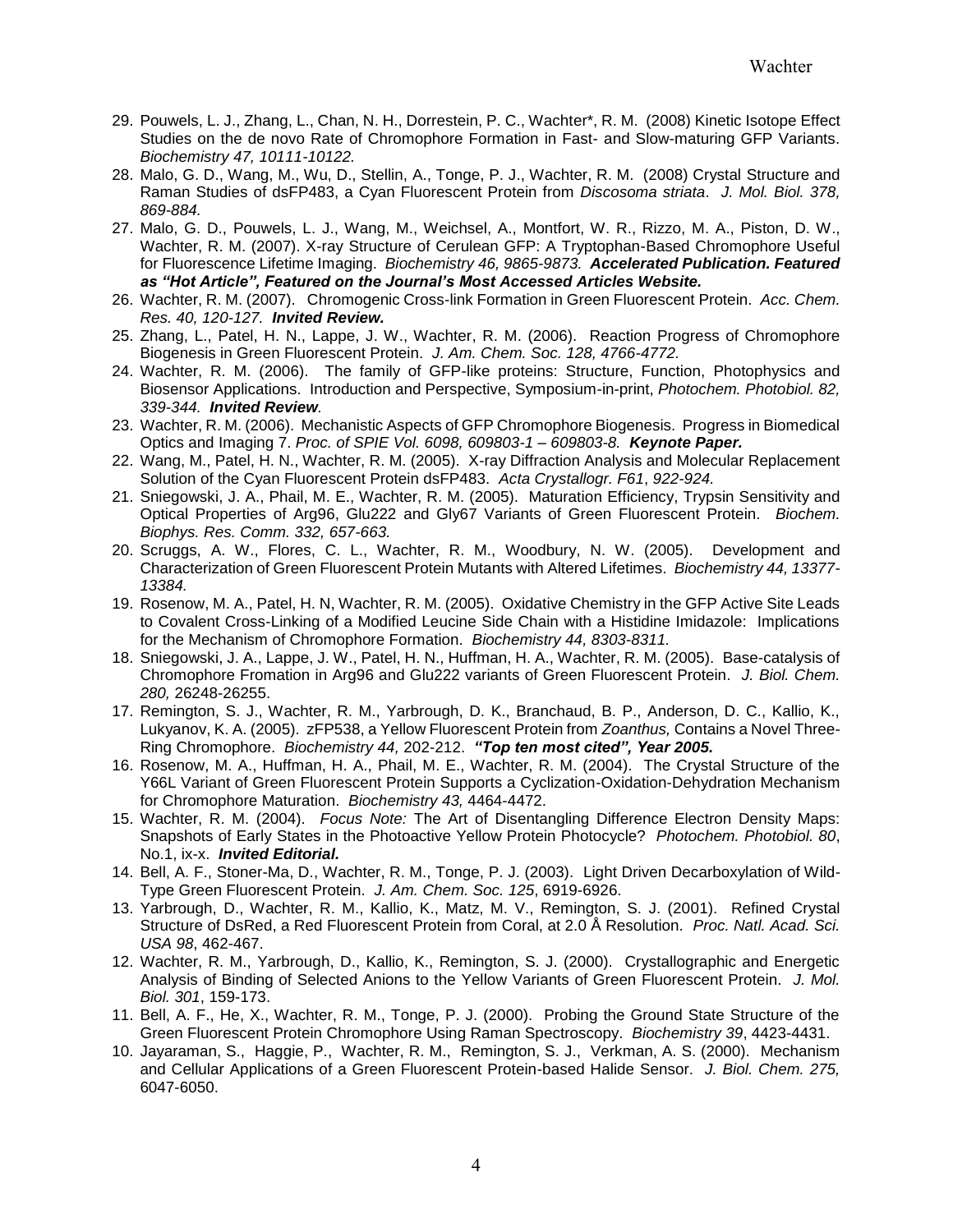29. Pouwels, L. J., Zhang, L., Chan, N. H., Dorrestein, P. C., Wachter*, R. M. (2008) Kinetic Isotope Effect Studies on the de novo Rate of Chromophore Formation in Fast- and Slow-maturing GFP Variants. *Biochemistry 47, 10111-10122.*
28. Malo, G. D., Wang, M., Wu, D., Stellin, A., Tonge, P. J., Wachter, R. M. (2008) Crystal Structure and Raman Studies of dsFP483, a Cyan Fluorescent Protein from *Discosoma striata*. *J. Mol. Biol. 378, 869-884.*
27. Malo, G. D., Pouwels, L. J., Wang, M., Weichsel, A., Montfort, W. R., Rizzo, M. A., Piston, D. W., Wachter, R. M. (2007). X-ray Structure of Cerulean GFP: A Tryptophan-Based Chromophore Useful for Fluorescence Lifetime Imaging. *Biochemistry 46, 9865-9873.* ***Accelerated Publication. Featured as "Hot Article", Featured on the Journal's Most Accessed Articles Website.***
26. Wachter, R. M. (2007). Chromogenic Cross-link Formation in Green Fluorescent Protein. *Acc. Chem. Res. 40, 120-127.* ***Invited Review.***
25. Zhang, L., Patel, H. N., Lappe, J. W., Wachter, R. M. (2006). Reaction Progress of Chromophore Biogenesis in Green Fluorescent Protein. *J. Am. Chem. Soc. 128, 4766-4772.*
24. Wachter, R. M. (2006). The family of GFP-like proteins: Structure, Function, Photophysics and Biosensor Applications. Introduction and Perspective, Symposium-in-print, *Photochem. Photobiol. 82, 339-344.* ***Invited Review.***
23. Wachter, R. M. (2006). Mechanistic Aspects of GFP Chromophore Biogenesis. Progress in Biomedical Optics and Imaging 7. *Proc. of SPIE Vol. 6098, 609803-1 – 609803-8.* ***Keynote Paper.***
22. Wang, M., Patel, H. N., Wachter, R. M. (2005). X-ray Diffraction Analysis and Molecular Replacement Solution of the Cyan Fluorescent Protein dsFP483. *Acta Crystallogr. F61, 922-924.*
21. Sniegowski, J. A., Phail, M. E., Wachter, R. M. (2005). Maturation Efficiency, Trypsin Sensitivity and Optical Properties of Arg96, Glu222 and Gly67 Variants of Green Fluorescent Protein. *Biochem. Biophys. Res. Comm. 332, 657-663.*
20. Scruggs, A. W., Flores, C. L., Wachter, R. M., Woodbury, N. W. (2005). Development and Characterization of Green Fluorescent Protein Mutants with Altered Lifetimes. *Biochemistry 44, 13377-13384.*
19. Rosenow, M. A., Patel, H. N, Wachter, R. M. (2005). Oxidative Chemistry in the GFP Active Site Leads to Covalent Cross-Linking of a Modified Leucine Side Chain with a Histidine Imidazole: Implications for the Mechanism of Chromophore Formation. *Biochemistry 44, 8303-8311.*
18. Sniegowski, J. A., Lappe, J. W., Patel, H. N., Huffman, H. A., Wachter, R. M. (2005). Base-catalysis of Chromophore Fromation in Arg96 and Glu222 variants of Green Fluorescent Protein. *J. Biol. Chem. 280,* 26248-26255.
17. Remington, S. J., Wachter, R. M., Yarbrough, D. K., Branchaud, B. P., Anderson, D. C., Kallio, K., Lukyanov, K. A. (2005). zFP538, a Yellow Fluorescent Protein from *Zoanthus,* Contains a Novel Three-Ring Chromophore. *Biochemistry 44,* 202-212. ***"Top ten most cited", Year 2005.***
16. Rosenow, M. A., Huffman, H. A., Phail, M. E., Wachter, R. M. (2004). The Crystal Structure of the Y66L Variant of Green Fluorescent Protein Supports a Cyclization-Oxidation-Dehydration Mechanism for Chromophore Maturation. *Biochemistry 43,* 4464-4472.
15. Wachter, R. M. (2004). *Focus Note:* The Art of Disentangling Difference Electron Density Maps: Snapshots of Early States in the Photoactive Yellow Protein Photocycle? *Photochem. Photobiol. 80*, No.1, ix-x. ***Invited Editorial.***
14. Bell, A. F., Stoner-Ma, D., Wachter, R. M., Tonge, P. J. (2003). Light Driven Decarboxylation of Wild-Type Green Fluorescent Protein. *J. Am. Chem. Soc. 125*, 6919-6926.
13. Yarbrough, D., Wachter, R. M., Kallio, K., Matz, M. V., Remington, S. J. (2001). Refined Crystal Structure of DsRed, a Red Fluorescent Protein from Coral, at 2.0 Å Resolution. *Proc. Natl. Acad. Sci. USA 98*, 462-467.
12. Wachter, R. M., Yarbrough, D., Kallio, K., Remington, S. J. (2000). Crystallographic and Energetic Analysis of Binding of Selected Anions to the Yellow Variants of Green Fluorescent Protein. *J. Mol. Biol. 301*, 159-173.
11. Bell, A. F., He, X., Wachter, R. M., Tonge, P. J. (2000). Probing the Ground State Structure of the Green Fluorescent Protein Chromophore Using Raman Spectroscopy. *Biochemistry 39*, 4423-4431.
10. Jayaraman, S., Haggie, P., Wachter, R. M., Remington, S. J., Verkman, A. S. (2000). Mechanism and Cellular Applications of a Green Fluorescent Protein-based Halide Sensor. *J. Biol. Chem. 275,* 6047-6050.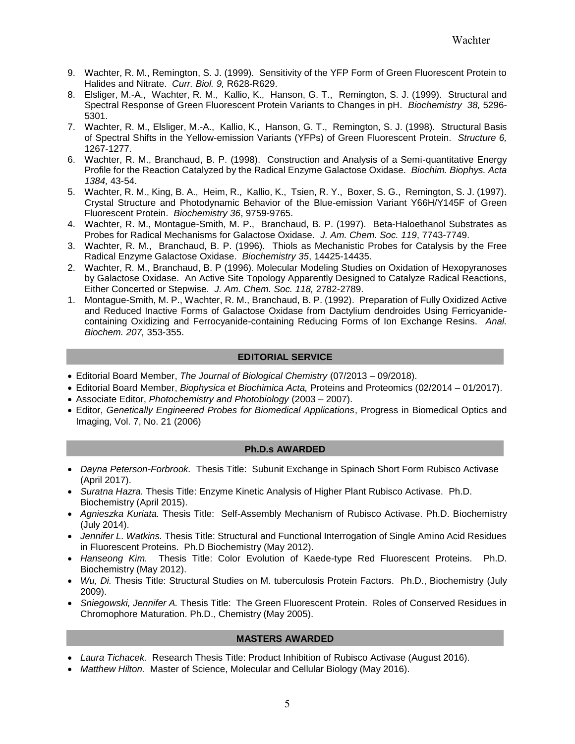9. Wachter, R. M., Remington, S. J. (1999). Sensitivity of the YFP Form of Green Fluorescent Protein to Halides and Nitrate. *Curr. Biol. 9,* R628-R629.
8. Elsliger, M.-A., Wachter, R. M., Kallio, K., Hanson, G. T., Remington, S. J. (1999). Structural and Spectral Response of Green Fluorescent Protein Variants to Changes in pH. *Biochemistry 38,* 5296-5301.
7. Wachter, R. M., Elsliger, M.-A., Kallio, K., Hanson, G. T., Remington, S. J. (1998). Structural Basis of Spectral Shifts in the Yellow-emission Variants (YFPs) of Green Fluorescent Protein. *Structure 6,* 1267-1277.
6. Wachter, R. M., Branchaud, B. P. (1998). Construction and Analysis of a Semi-quantitative Energy Profile for the Reaction Catalyzed by the Radical Enzyme Galactose Oxidase. *Biochim. Biophys. Acta 1384,* 43-54.
5. Wachter, R. M., King, B. A., Heim, R., Kallio, K., Tsien, R. Y., Boxer, S. G., Remington, S. J. (1997). Crystal Structure and Photodynamic Behavior of the Blue-emission Variant Y66H/Y145F of Green Fluorescent Protein. *Biochemistry 36*, 9759-9765.
4. Wachter, R. M., Montague-Smith, M. P., Branchaud, B. P. (1997). Beta-Haloethanol Substrates as Probes for Radical Mechanisms for Galactose Oxidase. *J. Am. Chem. Soc. 119*, 7743-7749.
3. Wachter, R. M., Branchaud, B. P. (1996). Thiols as Mechanistic Probes for Catalysis by the Free Radical Enzyme Galactose Oxidase. *Biochemistry 35*, 14425-14435.
2. Wachter, R. M., Branchaud, B. P (1996). Molecular Modeling Studies on Oxidation of Hexopyranoses by Galactose Oxidase. An Active Site Topology Apparently Designed to Catalyze Radical Reactions, Either Concerted or Stepwise. *J. Am. Chem. Soc. 118,* 2782-2789.
1. Montague-Smith, M. P., Wachter, R. M., Branchaud, B. P. (1992). Preparation of Fully Oxidized Active and Reduced Inactive Forms of Galactose Oxidase from Dactylium dendroides Using Ferricyanide-containing Oxidizing and Ferrocyanide-containing Reducing Forms of Ion Exchange Resins. *Anal. Biochem. 207,* 353-355.

## EDITORIAL SERVICE

- Editorial Board Member, *The Journal of Biological Chemistry* (07/2013 – 09/2018).
- Editorial Board Member, *Biophysica et Biochimica Acta,* Proteins and Proteomics (02/2014 – 01/2017).
- Associate Editor, *Photochemistry and Photobiology* (2003 – 2007).
- Editor, *Genetically Engineered Probes for Biomedical Applications*, Progress in Biomedical Optics and Imaging, Vol. 7, No. 21 (2006)

## Ph.D.s AWARDED

- *Dayna Peterson-Forbrook.* Thesis Title: Subunit Exchange in Spinach Short Form Rubisco Activase (April 2017).
- *Suratna Hazra.* Thesis Title: Enzyme Kinetic Analysis of Higher Plant Rubisco Activase. Ph.D. Biochemistry (April 2015).
- *Agnieszka Kuriata.* Thesis Title: Self-Assembly Mechanism of Rubisco Activase. Ph.D. Biochemistry (July 2014).
- *Jennifer L. Watkins.* Thesis Title: Structural and Functional Interrogation of Single Amino Acid Residues in Fluorescent Proteins. Ph.D Biochemistry (May 2012).
- *Hanseong Kim.* Thesis Title: Color Evolution of Kaede-type Red Fluorescent Proteins. Ph.D. Biochemistry (May 2012).
- *Wu, Di.* Thesis Title: Structural Studies on M. tuberculosis Protein Factors. Ph.D., Biochemistry (July 2009).
- *Sniegowski, Jennifer A.* Thesis Title: The Green Fluorescent Protein. Roles of Conserved Residues in Chromophore Maturation. Ph.D., Chemistry (May 2005).

## MASTERS AWARDED

- *Laura Tichacek.* Research Thesis Title: Product Inhibition of Rubisco Activase (August 2016).
- *Matthew Hilton.* Master of Science, Molecular and Cellular Biology (May 2016).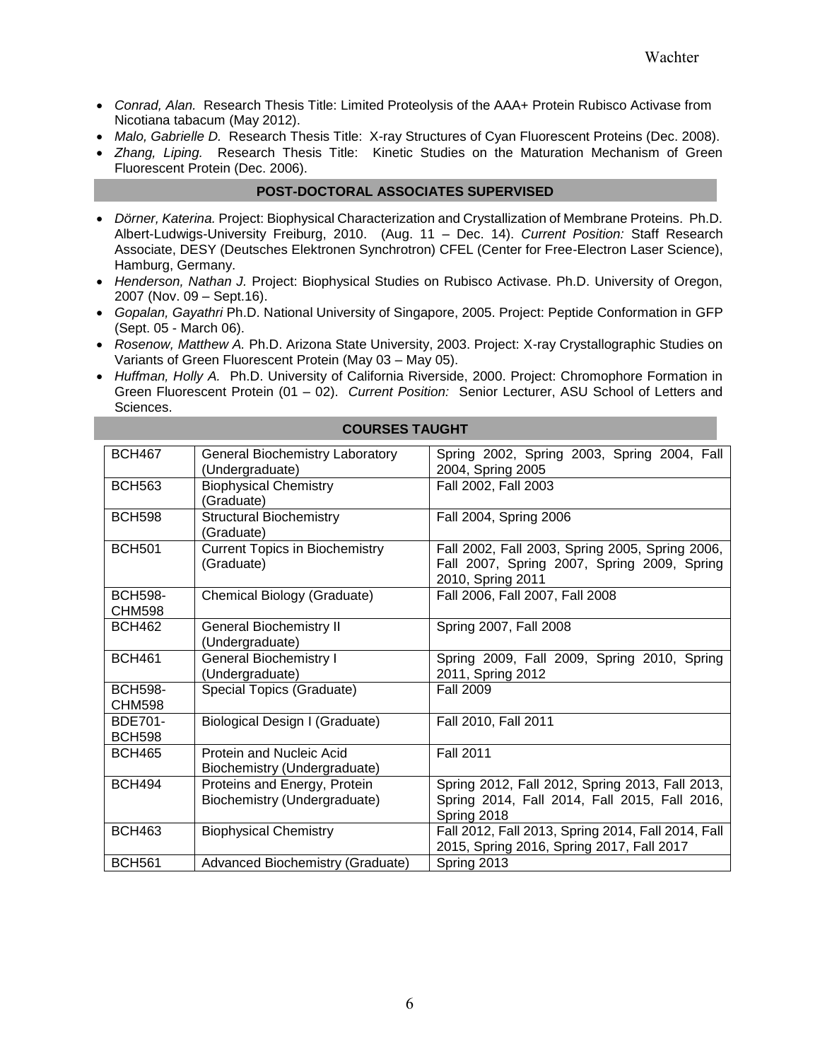- *Conrad, Alan.* Research Thesis Title: Limited Proteolysis of the AAA+ Protein Rubisco Activase from Nicotiana tabacum (May 2012).
- *Malo, Gabrielle D.* Research Thesis Title: X-ray Structures of Cyan Fluorescent Proteins (Dec. 2008).
- *Zhang, Liping.* Research Thesis Title: Kinetic Studies on the Maturation Mechanism of Green Fluorescent Protein (Dec. 2006).

## POST-DOCTORAL ASSOCIATES SUPERVISED

- *Dörner, Katerina.* Project: Biophysical Characterization and Crystallization of Membrane Proteins. Ph.D. Albert-Ludwigs-University Freiburg, 2010. (Aug. 11 – Dec. 14). *Current Position:* Staff Research Associate, DESY (Deutsches Elektronen Synchrotron) CFEL (Center for Free-Electron Laser Science), Hamburg, Germany.
- *Henderson, Nathan J.* Project: Biophysical Studies on Rubisco Activase. Ph.D. University of Oregon, 2007 (Nov. 09 – Sept.16).
- *Gopalan, Gayathri* Ph.D. National University of Singapore, 2005. Project: Peptide Conformation in GFP (Sept. 05 - March 06).
- *Rosenow, Matthew A.* Ph.D. Arizona State University, 2003. Project: X-ray Crystallographic Studies on Variants of Green Fluorescent Protein (May 03 – May 05).
- *Huffman, Holly A.* Ph.D. University of California Riverside, 2000. Project: Chromophore Formation in Green Fluorescent Protein (01 – 02). *Current Position:* Senior Lecturer, ASU School of Letters and Sciences.

## COURSES TAUGHT

| | | |
|---|---|---|
| BCH467 | General Biochemistry Laboratory (Undergraduate) | Spring 2002, Spring 2003, Spring 2004, Fall 2004, Spring 2005 |
| BCH563 | Biophysical Chemistry (Graduate) | Fall 2002, Fall 2003 |
| BCH598 | Structural Biochemistry (Graduate) | Fall 2004, Spring 2006 |
| BCH501 | Current Topics in Biochemistry (Graduate) | Fall 2002, Fall 2003, Spring 2005, Spring 2006, Fall 2007, Spring 2007, Spring 2009, Spring 2010, Spring 2011 |
| BCH598-CHM598 | Chemical Biology (Graduate) | Fall 2006, Fall 2007, Fall 2008 |
| BCH462 | General Biochemistry II (Undergraduate) | Spring 2007, Fall 2008 |
| BCH461 | General Biochemistry I (Undergraduate) | Spring 2009, Fall 2009, Spring 2010, Spring 2011, Spring 2012 |
| BCH598-CHM598 | Special Topics (Graduate) | Fall 2009 |
| BDE701-BCH598 | Biological Design I (Graduate) | Fall 2010, Fall 2011 |
| BCH465 | Protein and Nucleic Acid Biochemistry (Undergraduate) | Fall 2011 |
| BCH494 | Proteins and Energy, Protein Biochemistry (Undergraduate) | Spring 2012, Fall 2012, Spring 2013, Fall 2013, Spring 2014, Fall 2014, Fall 2015, Fall 2016, Spring 2018 |
| BCH463 | Biophysical Chemistry | Fall 2012, Fall 2013, Spring 2014, Fall 2014, Fall 2015, Spring 2016, Spring 2017, Fall 2017 |
| BCH561 | Advanced Biochemistry (Graduate) | Spring 2013 |